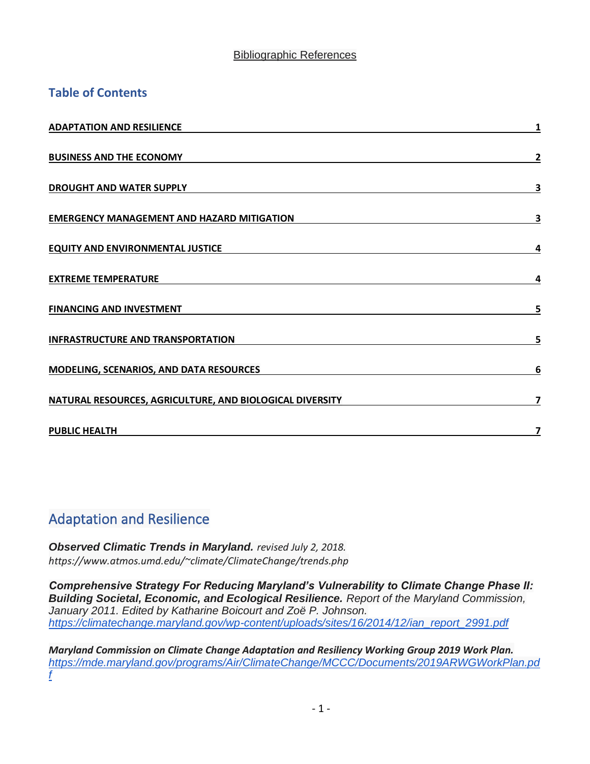Bibliographic References

## Table of Contents

| | |
|---|---|
| **ADAPTATION AND RESILIENCE** | **1** |
| **BUSINESS AND THE ECONOMY** | **2** |
| **DROUGHT AND WATER SUPPLY** | **3** |
| **EMERGENCY MANAGEMENT AND HAZARD MITIGATION** | **3** |
| **EQUITY AND ENVIRONMENTAL JUSTICE** | **4** |
| **EXTREME TEMPERATURE** | **4** |
| **FINANCING AND INVESTMENT** | **5** |
| **INFRASTRUCTURE AND TRANSPORTATION** | **5** |
| **MODELING, SCENARIOS, AND DATA RESOURCES** | **6** |
| **NATURAL RESOURCES, AGRICULTURE, AND BIOLOGICAL DIVERSITY** | **7** |
| **PUBLIC HEALTH** | **7** |

## Adaptation and Resilience

***Observed Climatic Trends in Maryland.*** *revised July 2, 2018.*
*https://www.atmos.umd.edu/~climate/ClimateChange/trends.php*

***Comprehensive Strategy For Reducing Maryland's Vulnerability to Climate Change Phase II: Building Societal, Economic, and Ecological Resilience.*** *Report of the Maryland Commission, January 2011. Edited by Katharine Boicourt and Zoë P. Johnson.*
*https://climatechange.maryland.gov/wp-content/uploads/sites/16/2014/12/ian_report_2991.pdf*

***Maryland Commission on Climate Change Adaptation and Resiliency Working Group 2019 Work Plan.***
*https://mde.maryland.gov/programs/Air/ClimateChange/MCCC/Documents/2019ARWGWorkPlan.pdf*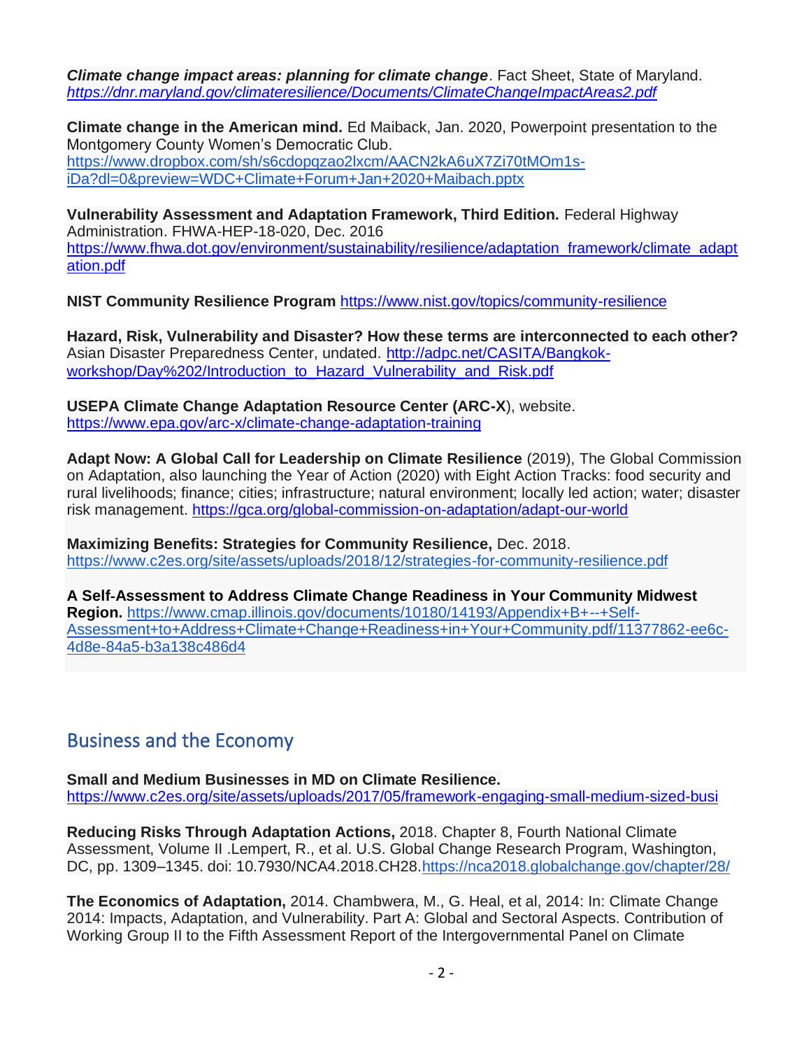***Climate change impact areas: planning for climate change***. Fact Sheet, State of Maryland. *https://dnr.maryland.gov/climateresilience/Documents/ClimateChangeImpactAreas2.pdf*

**Climate change in the American mind.** Ed Maiback, Jan. 2020, Powerpoint presentation to the Montgomery County Women's Democratic Club. https://www.dropbox.com/sh/s6cdopqzao2lxcm/AACN2kA6uX7Zi70tMOm1s-iDa?dl=0&preview=WDC+Climate+Forum+Jan+2020+Maibach.pptx

**Vulnerability Assessment and Adaptation Framework, Third Edition.** Federal Highway Administration. FHWA-HEP-18-020, Dec. 2016 https://www.fhwa.dot.gov/environment/sustainability/resilience/adaptation_framework/climate_adaptation.pdf

**NIST Community Resilience Program** https://www.nist.gov/topics/community-resilience

**Hazard, Risk, Vulnerability and Disaster? How these terms are interconnected to each other?** Asian Disaster Preparedness Center, undated. http://adpc.net/CASITA/Bangkok-workshop/Day%202/Introduction_to_Hazard_Vulnerability_and_Risk.pdf

**USEPA Climate Change Adaptation Resource Center (ARC-X**), website. https://www.epa.gov/arc-x/climate-change-adaptation-training

**Adapt Now: A Global Call for Leadership on Climate Resilience** (2019), The Global Commission on Adaptation, also launching the Year of Action (2020) with Eight Action Tracks: food security and rural livelihoods; finance; cities; infrastructure; natural environment; locally led action; water; disaster risk management. https://gca.org/global-commission-on-adaptation/adapt-our-world

**Maximizing Benefits: Strategies for Community Resilience,** Dec. 2018. https://www.c2es.org/site/assets/uploads/2018/12/strategies-for-community-resilience.pdf

**A Self-Assessment to Address Climate Change Readiness in Your Community Midwest Region.** https://www.cmap.illinois.gov/documents/10180/14193/Appendix+B+--+Self-Assessment+to+Address+Climate+Change+Readiness+in+Your+Community.pdf/11377862-ee6c-4d8e-84a5-b3a138c486d4

## Business and the Economy

**Small and Medium Businesses in MD on Climate Resilience.** https://www.c2es.org/site/assets/uploads/2017/05/framework-engaging-small-medium-sized-busi

**Reducing Risks Through Adaptation Actions,** 2018. Chapter 8, Fourth National Climate Assessment, Volume II .Lempert, R., et al. U.S. Global Change Research Program, Washington, DC, pp. 1309–1345. doi: 10.7930/NCA4.2018.CH28.https://nca2018.globalchange.gov/chapter/28/

**The Economics of Adaptation,** 2014. Chambwera, M., G. Heal, et al, 2014: In: Climate Change 2014: Impacts, Adaptation, and Vulnerability. Part A: Global and Sectoral Aspects. Contribution of Working Group II to the Fifth Assessment Report of the Intergovernmental Panel on Climate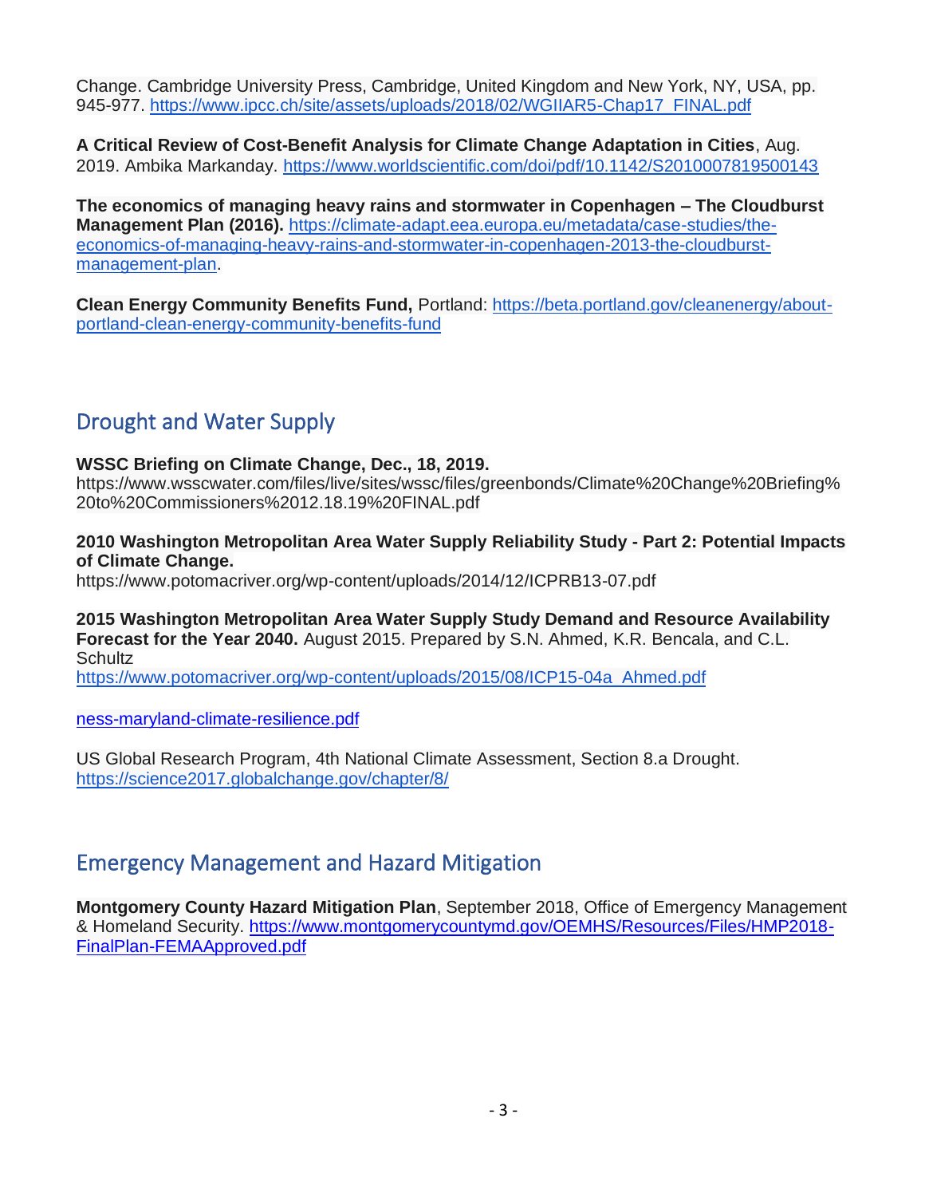Change. Cambridge University Press, Cambridge, United Kingdom and New York, NY, USA, pp. 945-977. https://www.ipcc.ch/site/assets/uploads/2018/02/WGIIAR5-Chap17_FINAL.pdf

**A Critical Review of Cost-Benefit Analysis for Climate Change Adaptation in Cities**, Aug. 2019. Ambika Markanday. https://www.worldscientific.com/doi/pdf/10.1142/S2010007819500143

**The economics of managing heavy rains and stormwater in Copenhagen – The Cloudburst Management Plan (2016).** https://climate-adapt.eea.europa.eu/metadata/case-studies/the-economics-of-managing-heavy-rains-and-stormwater-in-copenhagen-2013-the-cloudburst-management-plan.

**Clean Energy Community Benefits Fund,** Portland: https://beta.portland.gov/cleanenergy/about-portland-clean-energy-community-benefits-fund

## Drought and Water Supply

**WSSC Briefing on Climate Change, Dec., 18, 2019.**
https://www.wsscwater.com/files/live/sites/wssc/files/greenbonds/Climate%20Change%20Briefing%20to%20Commissioners%2012.18.19%20FINAL.pdf

**2010 Washington Metropolitan Area Water Supply Reliability Study - Part 2: Potential Impacts of Climate Change.**
https://www.potomacriver.org/wp-content/uploads/2014/12/ICPRB13-07.pdf

**2015 Washington Metropolitan Area Water Supply Study Demand and Resource Availability Forecast for the Year 2040.** August 2015. Prepared by S.N. Ahmed, K.R. Bencala, and C.L. Schultz
https://www.potomacriver.org/wp-content/uploads/2015/08/ICP15-04a_Ahmed.pdf

ness-maryland-climate-resilience.pdf

US Global Research Program, 4th National Climate Assessment, Section 8.a Drought.
https://science2017.globalchange.gov/chapter/8/

## Emergency Management and Hazard Mitigation

**Montgomery County Hazard Mitigation Plan**, September 2018, Office of Emergency Management & Homeland Security. https://www.montgomerycountymd.gov/OEMHS/Resources/Files/HMP2018-FinalPlan-FEMAApproved.pdf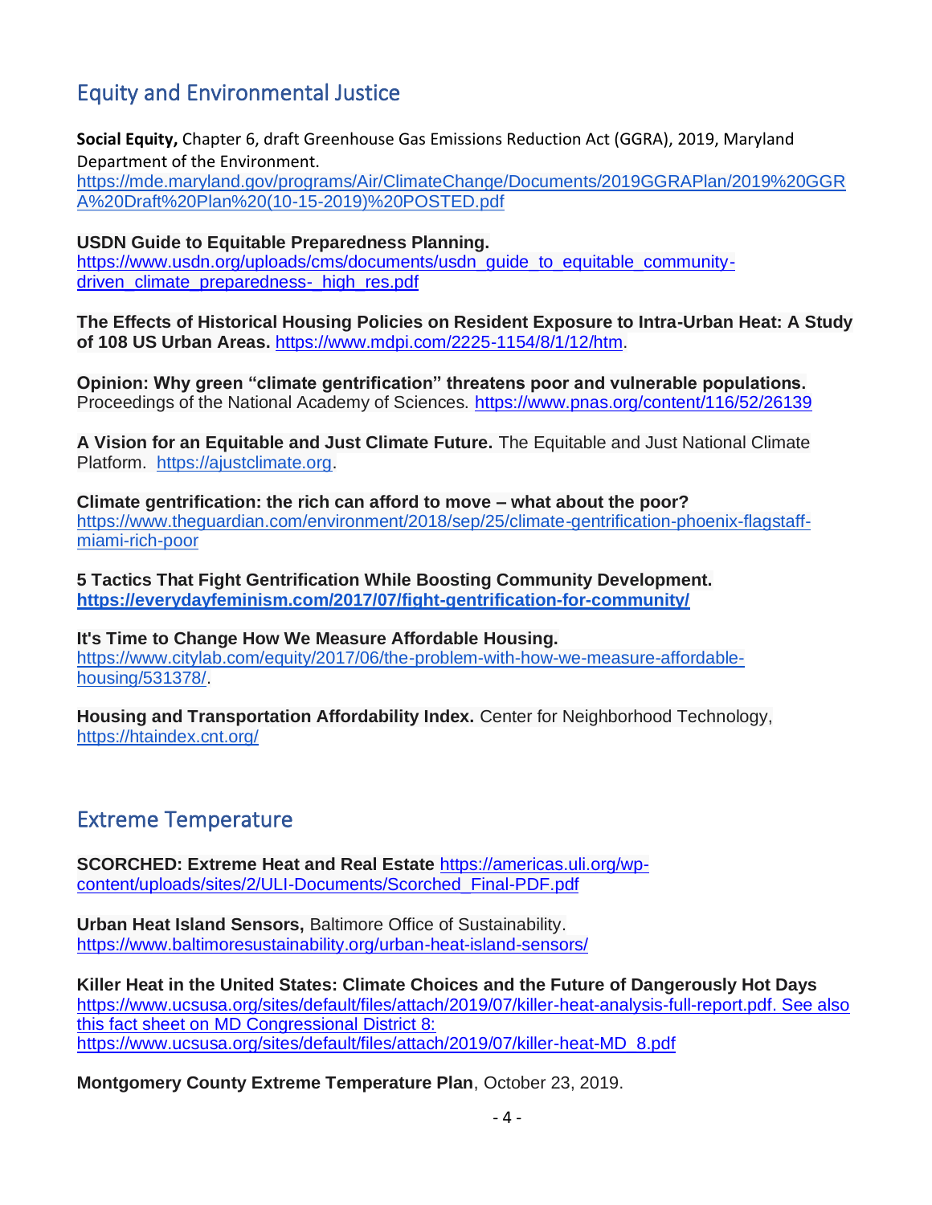## Equity and Environmental Justice

**Social Equity,** Chapter 6, draft Greenhouse Gas Emissions Reduction Act (GGRA), 2019, Maryland Department of the Environment. https://mde.maryland.gov/programs/Air/ClimateChange/Documents/2019GGRAPlan/2019%20GGRA%20Draft%20Plan%20(10-15-2019)%20POSTED.pdf

**USDN Guide to Equitable Preparedness Planning.** https://www.usdn.org/uploads/cms/documents/usdn_guide_to_equitable_community-driven_climate_preparedness-_high_res.pdf

**The Effects of Historical Housing Policies on Resident Exposure to Intra-Urban Heat: A Study of 108 US Urban Areas.** https://www.mdpi.com/2225-1154/8/1/12/htm.

**Opinion: Why green "climate gentrification" threatens poor and vulnerable populations.** Proceedings of the National Academy of Sciences. https://www.pnas.org/content/116/52/26139

**A Vision for an Equitable and Just Climate Future.** The Equitable and Just National Climate Platform. https://ajustclimate.org.

**Climate gentrification: the rich can afford to move – what about the poor?** https://www.theguardian.com/environment/2018/sep/25/climate-gentrification-phoenix-flagstaff-miami-rich-poor

**5 Tactics That Fight Gentrification While Boosting Community Development.** **https://everydayfeminism.com/2017/07/fight-gentrification-for-community/**

**It's Time to Change How We Measure Affordable Housing.** https://www.citylab.com/equity/2017/06/the-problem-with-how-we-measure-affordable-housing/531378/.

**Housing and Transportation Affordability Index.** Center for Neighborhood Technology, https://htaindex.cnt.org/

## Extreme Temperature

**SCORCHED: Extreme Heat and Real Estate** https://americas.uli.org/wp-content/uploads/sites/2/ULI-Documents/Scorched_Final-PDF.pdf

**Urban Heat Island Sensors,** Baltimore Office of Sustainability. https://www.baltimoresustainability.org/urban-heat-island-sensors/

**Killer Heat in the United States: Climate Choices and the Future of Dangerously Hot Days** https://www.ucsusa.org/sites/default/files/attach/2019/07/killer-heat-analysis-full-report.pdf. See also this fact sheet on MD Congressional District 8: https://www.ucsusa.org/sites/default/files/attach/2019/07/killer-heat-MD_8.pdf

**Montgomery County Extreme Temperature Plan**, October 23, 2019.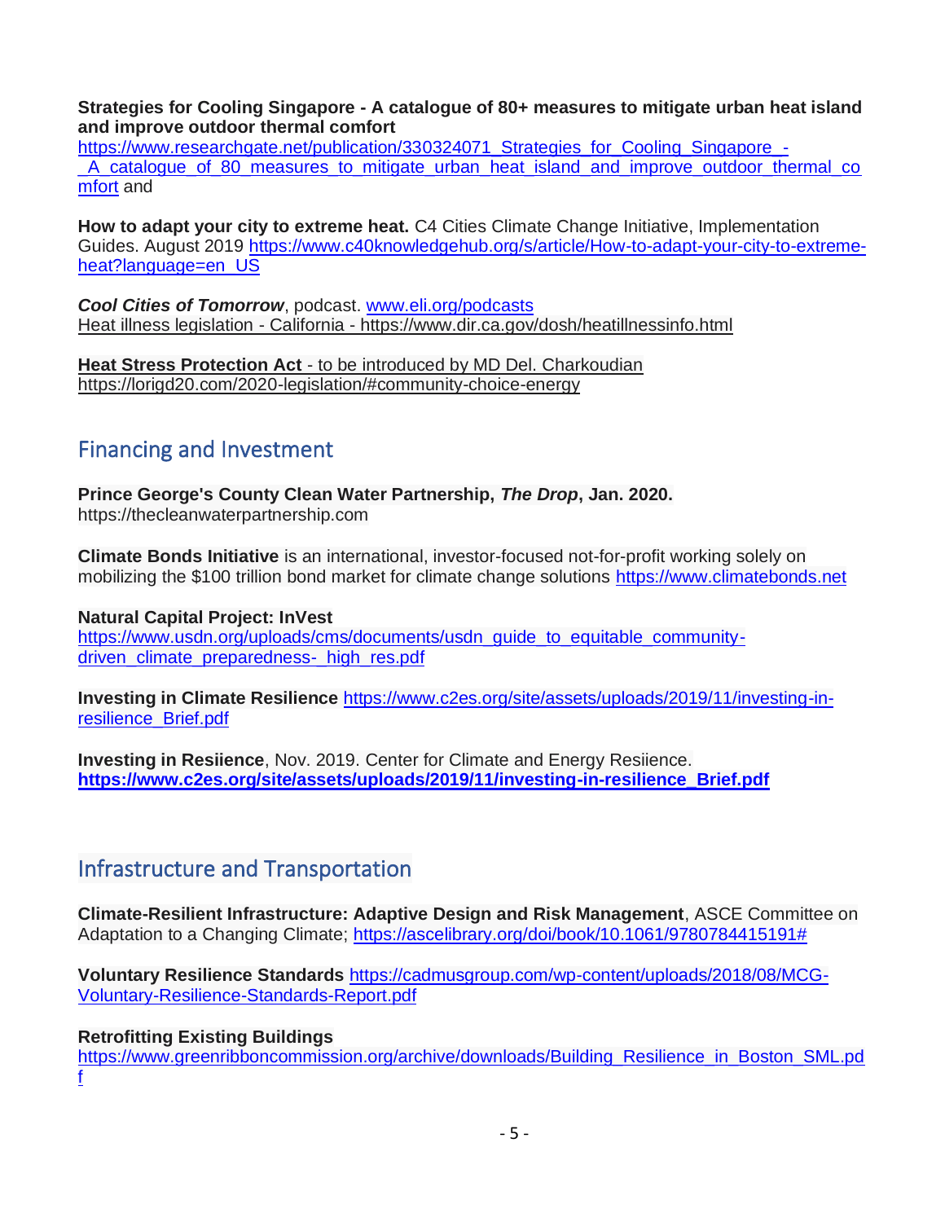**Strategies for Cooling Singapore - A catalogue of 80+ measures to mitigate urban heat island and improve outdoor thermal comfort**
https://www.researchgate.net/publication/330324071_Strategies_for_Cooling_Singapore_-_A_catalogue_of_80_measures_to_mitigate_urban_heat_island_and_improve_outdoor_thermal_comfort and

**How to adapt your city to extreme heat.** C4 Cities Climate Change Initiative, Implementation Guides. August 2019 https://www.c40knowledgehub.org/s/article/How-to-adapt-your-city-to-extreme-heat?language=en_US

***Cool Cities of Tomorrow***, podcast. www.eli.org/podcasts
Heat illness legislation - California - https://www.dir.ca.gov/dosh/heatillnessinfo.html

**Heat Stress Protection Act** - to be introduced by MD Del. Charkoudian
https://lorigd20.com/2020-legislation/#community-choice-energy

## Financing and Investment

**Prince George's County Clean Water Partnership, *The Drop*, Jan. 2020.**
https://thecleanwaterpartnership.com

**Climate Bonds Initiative** is an international, investor-focused not-for-profit working solely on mobilizing the $100 trillion bond market for climate change solutions https://www.climatebonds.net

**Natural Capital Project: InVest**
https://www.usdn.org/uploads/cms/documents/usdn_guide_to_equitable_community-driven_climate_preparedness-_high_res.pdf

**Investing in Climate Resilience** https://www.c2es.org/site/assets/uploads/2019/11/investing-in-resilience_Brief.pdf

**Investing in Resiience**, Nov. 2019. Center for Climate and Energy Resiience.
**https://www.c2es.org/site/assets/uploads/2019/11/investing-in-resilience_Brief.pdf**

## Infrastructure and Transportation

**Climate-Resilient Infrastructure: Adaptive Design and Risk Management**, ASCE Committee on Adaptation to a Changing Climate; https://ascelibrary.org/doi/book/10.1061/9780784415191#

**Voluntary Resilience Standards** https://cadmusgroup.com/wp-content/uploads/2018/08/MCG-Voluntary-Resilience-Standards-Report.pdf

**Retrofitting Existing Buildings**
https://www.greenribboncommission.org/archive/downloads/Building_Resilience_in_Boston_SML.pdf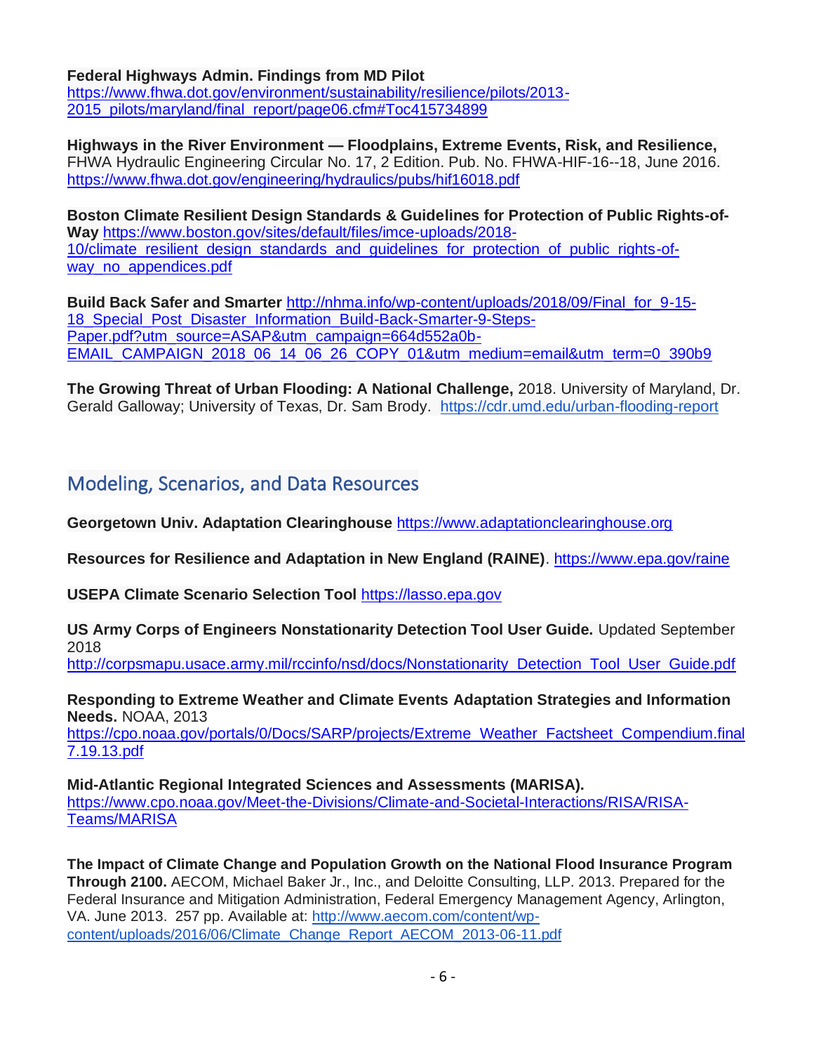**Federal Highways Admin. Findings from MD Pilot**
https://www.fhwa.dot.gov/environment/sustainability/resilience/pilots/2013-2015_pilots/maryland/final_report/page06.cfm#Toc415734899

**Highways in the River Environment — Floodplains, Extreme Events, Risk, and Resilience,** FHWA Hydraulic Engineering Circular No. 17, 2 Edition. Pub. No. FHWA-HIF-16--18, June 2016. https://www.fhwa.dot.gov/engineering/hydraulics/pubs/hif16018.pdf

**Boston Climate Resilient Design Standards & Guidelines for Protection of Public Rights-of-Way** https://www.boston.gov/sites/default/files/imce-uploads/2018-10/climate_resilient_design_standards_and_guidelines_for_protection_of_public_rights-of-way_no_appendices.pdf

**Build Back Safer and Smarter** http://nhma.info/wp-content/uploads/2018/09/Final_for_9-15-18_Special_Post_Disaster_Information_Build-Back-Smarter-9-Steps-Paper.pdf?utm_source=ASAP&utm_campaign=664d552a0b-EMAIL_CAMPAIGN_2018_06_14_06_26_COPY_01&utm_medium=email&utm_term=0_390b9

**The Growing Threat of Urban Flooding: A National Challenge,** 2018. University of Maryland, Dr. Gerald Galloway; University of Texas, Dr. Sam Brody. https://cdr.umd.edu/urban-flooding-report

## Modeling, Scenarios, and Data Resources

**Georgetown Univ. Adaptation Clearinghouse** https://www.adaptationclearinghouse.org

**Resources for Resilience and Adaptation in New England (RAINE)**. https://www.epa.gov/raine

**USEPA Climate Scenario Selection Tool** https://lasso.epa.gov

**US Army Corps of Engineers Nonstationarity Detection Tool User Guide.** Updated September 2018
http://corpsmapu.usace.army.mil/rccinfo/nsd/docs/Nonstationarity_Detection_Tool_User_Guide.pdf

**Responding to Extreme Weather and Climate Events Adaptation Strategies and Information Needs.** NOAA, 2013
https://cpo.noaa.gov/portals/0/Docs/SARP/projects/Extreme_Weather_Factsheet_Compendium.final7.19.13.pdf

**Mid-Atlantic Regional Integrated Sciences and Assessments (MARISA).**
https://www.cpo.noaa.gov/Meet-the-Divisions/Climate-and-Societal-Interactions/RISA/RISA-Teams/MARISA

**The Impact of Climate Change and Population Growth on the National Flood Insurance Program Through 2100.** AECOM, Michael Baker Jr., Inc., and Deloitte Consulting, LLP. 2013. Prepared for the Federal Insurance and Mitigation Administration, Federal Emergency Management Agency, Arlington, VA. June 2013. 257 pp. Available at: http://www.aecom.com/content/wp-content/uploads/2016/06/Climate_Change_Report_AECOM_2013-06-11.pdf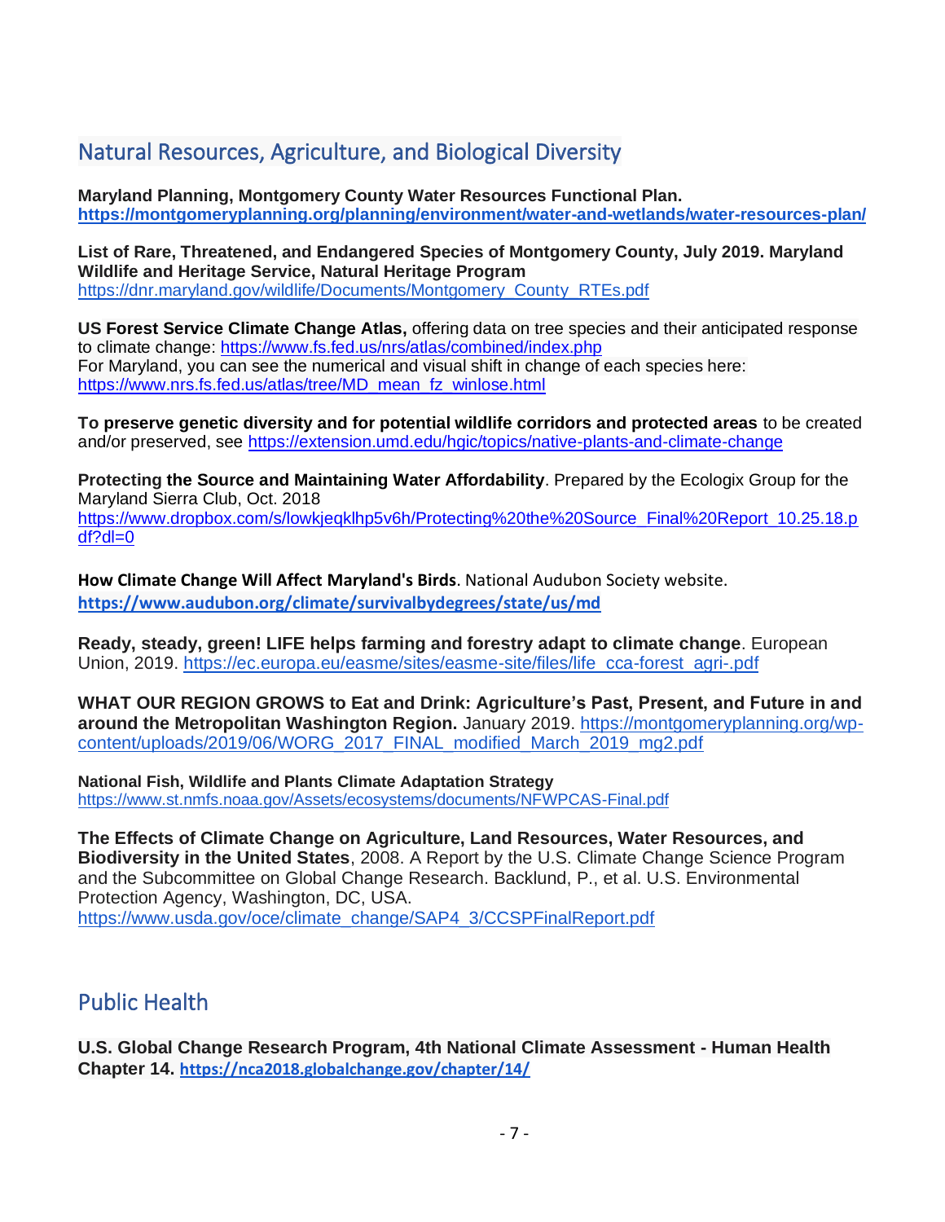## Natural Resources, Agriculture, and Biological Diversity

**Maryland Planning, Montgomery County Water Resources Functional Plan.**
**https://montgomeryplanning.org/planning/environment/water-and-wetlands/water-resources-plan/**

**List of Rare, Threatened, and Endangered Species of Montgomery County, July 2019. Maryland Wildlife and Heritage Service, Natural Heritage Program**
https://dnr.maryland.gov/wildlife/Documents/Montgomery_County_RTEs.pdf

**US Forest Service Climate Change Atlas,** offering data on tree species and their anticipated response to climate change: https://www.fs.fed.us/nrs/atlas/combined/index.php
For Maryland, you can see the numerical and visual shift in change of each species here: https://www.nrs.fs.fed.us/atlas/tree/MD_mean_fz_winlose.html

**To preserve genetic diversity and for potential wildlife corridors and protected areas** to be created and/or preserved, see https://extension.umd.edu/hgic/topics/native-plants-and-climate-change

**Protecting the Source and Maintaining Water Affordability**. Prepared by the Ecologix Group for the Maryland Sierra Club, Oct. 2018
https://www.dropbox.com/s/lowkjeqklhp5v6h/Protecting%20the%20Source_Final%20Report_10.25.18.pdf?dl=0

**How Climate Change Will Affect Maryland's Birds**. National Audubon Society website.
**https://www.audubon.org/climate/survivalbydegrees/state/us/md**

**Ready, steady, green! LIFE helps farming and forestry adapt to climate change**. European Union, 2019. https://ec.europa.eu/easme/sites/easme-site/files/life_cca-forest_agri-.pdf

**WHAT OUR REGION GROWS to Eat and Drink: Agriculture's Past, Present, and Future in and around the Metropolitan Washington Region.** January 2019. https://montgomeryplanning.org/wp-content/uploads/2019/06/WORG_2017_FINAL_modified_March_2019_mg2.pdf

**National Fish, Wildlife and Plants Climate Adaptation Strategy**
https://www.st.nmfs.noaa.gov/Assets/ecosystems/documents/NFWPCAS-Final.pdf

**The Effects of Climate Change on Agriculture, Land Resources, Water Resources, and Biodiversity in the United States**, 2008. A Report by the U.S. Climate Change Science Program and the Subcommittee on Global Change Research. Backlund, P., et al. U.S. Environmental Protection Agency, Washington, DC, USA.
https://www.usda.gov/oce/climate_change/SAP4_3/CCSPFinalReport.pdf

## Public Health

**U.S. Global Change Research Program, 4th National Climate Assessment - Human Health Chapter 14. https://nca2018.globalchange.gov/chapter/14/**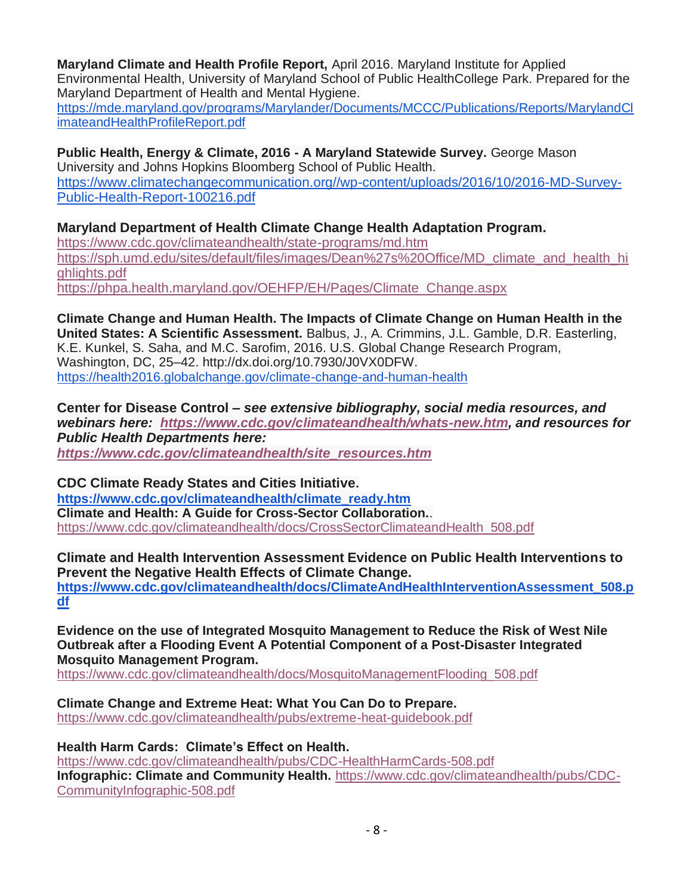**Maryland Climate and Health Profile Report,** April 2016. Maryland Institute for Applied Environmental Health, University of Maryland School of Public HealthCollege Park. Prepared for the Maryland Department of Health and Mental Hygiene.
https://mde.maryland.gov/programs/Marylander/Documents/MCCC/Publications/Reports/MarylandClimateandHealthProfileReport.pdf

**Public Health, Energy & Climate, 2016 - A Maryland Statewide Survey.** George Mason University and Johns Hopkins Bloomberg School of Public Health.
https://www.climatechangecommunication.org//wp-content/uploads/2016/10/2016-MD-Survey-Public-Health-Report-100216.pdf

**Maryland Department of Health Climate Change Health Adaptation Program.**
https://www.cdc.gov/climateandhealth/state-programs/md.htm
https://sph.umd.edu/sites/default/files/images/Dean%27s%20Office/MD_climate_and_health_highlights.pdf
https://phpa.health.maryland.gov/OEHFP/EH/Pages/Climate_Change.aspx

**Climate Change and Human Health. The Impacts of Climate Change on Human Health in the United States: A Scientific Assessment.** Balbus, J., A. Crimmins, J.L. Gamble, D.R. Easterling, K.E. Kunkel, S. Saha, and M.C. Sarofim, 2016. U.S. Global Change Research Program, Washington, DC, 25–42. http://dx.doi.org/10.7930/J0VX0DFW.
https://health2016.globalchange.gov/climate-change-and-human-health

**Center for Disease Control –** ***see extensive bibliography, social media resources, and webinars here: https://www.cdc.gov/climateandhealth/whats-new.htm, and resources for Public Health Departments here: https://www.cdc.gov/climateandhealth/site_resources.htm***

**CDC Climate Ready States and Cities Initiative.**
**https://www.cdc.gov/climateandhealth/climate_ready.htm**
**Climate and Health: A Guide for Cross-Sector Collaboration.**.
https://www.cdc.gov/climateandhealth/docs/CrossSectorClimateandHealth_508.pdf

**Climate and Health Intervention Assessment Evidence on Public Health Interventions to Prevent the Negative Health Effects of Climate Change.**
**https://www.cdc.gov/climateandhealth/docs/ClimateAndHealthInterventionAssessment_508.pdf**

**Evidence on the use of Integrated Mosquito Management to Reduce the Risk of West Nile Outbreak after a Flooding Event A Potential Component of a Post-Disaster Integrated Mosquito Management Program.**
https://www.cdc.gov/climateandhealth/docs/MosquitoManagementFlooding_508.pdf

**Climate Change and Extreme Heat: What You Can Do to Prepare.**
https://www.cdc.gov/climateandhealth/pubs/extreme-heat-guidebook.pdf

**Health Harm Cards: Climate's Effect on Health.**
https://www.cdc.gov/climateandhealth/pubs/CDC-HealthHarmCards-508.pdf
**Infographic: Climate and Community Health.** https://www.cdc.gov/climateandhealth/pubs/CDC-CommunityInfographic-508.pdf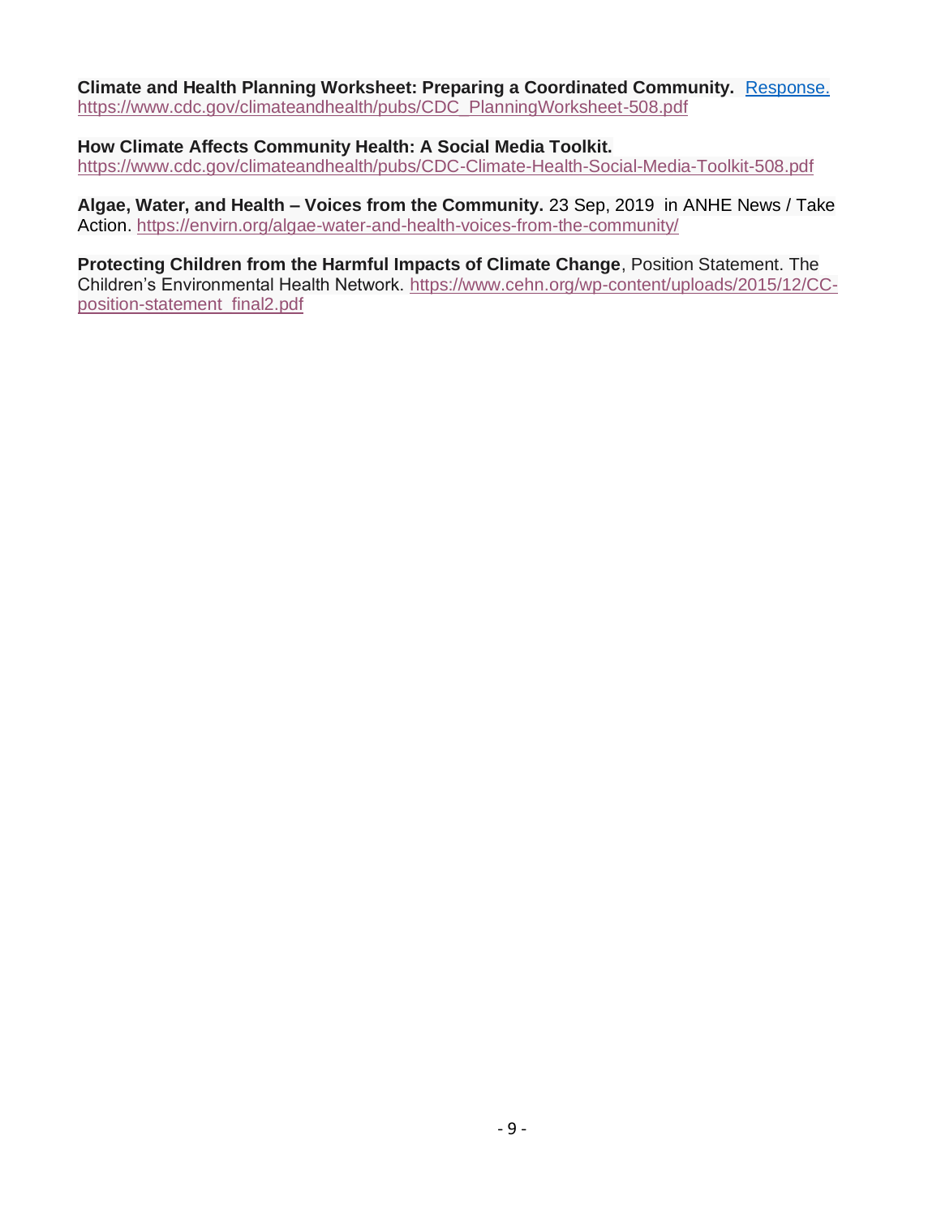**Climate and Health Planning Worksheet: Preparing a Coordinated Community.** Response. https://www.cdc.gov/climateandhealth/pubs/CDC_PlanningWorksheet-508.pdf

**How Climate Affects Community Health: A Social Media Toolkit.** https://www.cdc.gov/climateandhealth/pubs/CDC-Climate-Health-Social-Media-Toolkit-508.pdf

**Algae, Water, and Health – Voices from the Community.** 23 Sep, 2019 in ANHE News / Take Action. https://envirn.org/algae-water-and-health-voices-from-the-community/

**Protecting Children from the Harmful Impacts of Climate Change**, Position Statement. The Children's Environmental Health Network. https://www.cehn.org/wp-content/uploads/2015/12/CC-position-statement_final2.pdf